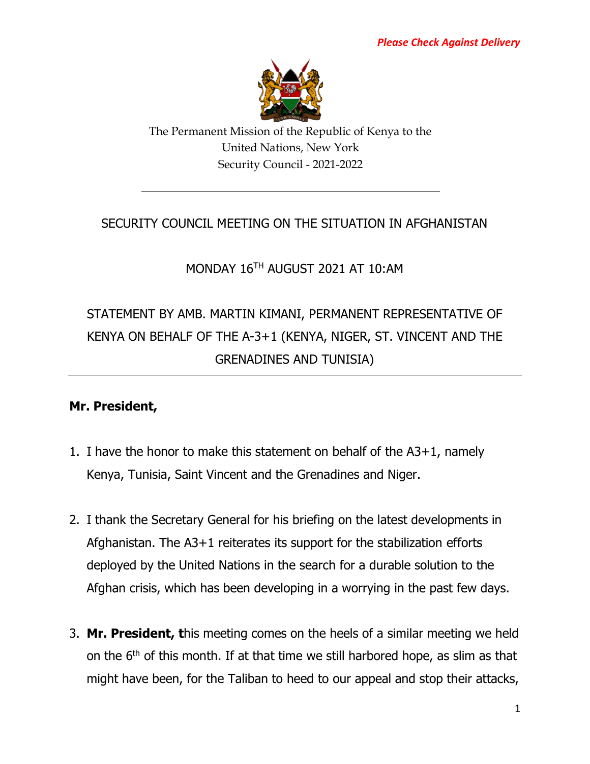*Please Check Against Delivery*

The Permanent Mission of the Republic of Kenya to the United Nations, New York
Security Council - 2021-2022

---

SECURITY COUNCIL MEETING ON THE SITUATION IN AFGHANISTAN

MONDAY 16TH AUGUST 2021 AT 10:AM

STATEMENT BY AMB. MARTIN KIMANI, PERMANENT REPRESENTATIVE OF KENYA ON BEHALF OF THE A-3+1 (KENYA, NIGER, ST. VINCENT AND THE GRENADINES AND TUNISIA)

---

**Mr. President,**

1. I have the honor to make this statement on behalf of the A3+1, namely Kenya, Tunisia, Saint Vincent and the Grenadines and Niger.

2. I thank the Secretary General for his briefing on the latest developments in Afghanistan. The A3+1 reiterates its support for the stabilization efforts deployed by the United Nations in the search for a durable solution to the Afghan crisis, which has been developing in a worrying in the past few days.

3. **Mr. President, t**his meeting comes on the heels of a similar meeting we held on the 6th of this month. If at that time we still harbored hope, as slim as that might have been, for the Taliban to heed to our appeal and stop their attacks,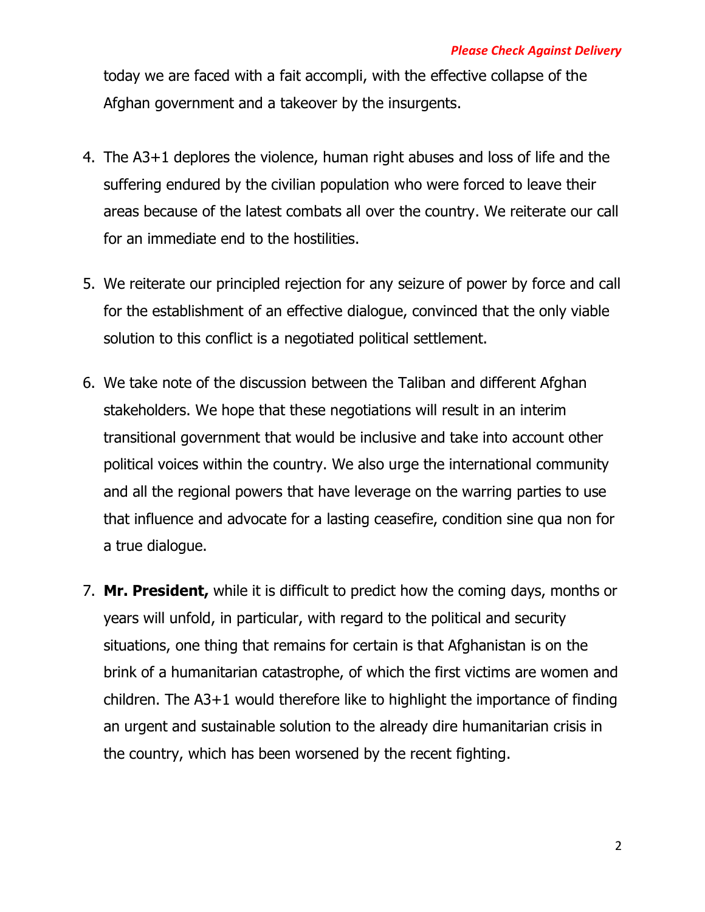today we are faced with a fait accompli, with the effective collapse of the Afghan government and a takeover by the insurgents.

4. The A3+1 deplores the violence, human right abuses and loss of life and the suffering endured by the civilian population who were forced to leave their areas because of the latest combats all over the country. We reiterate our call for an immediate end to the hostilities.

5. We reiterate our principled rejection for any seizure of power by force and call for the establishment of an effective dialogue, convinced that the only viable solution to this conflict is a negotiated political settlement.

6. We take note of the discussion between the Taliban and different Afghan stakeholders. We hope that these negotiations will result in an interim transitional government that would be inclusive and take into account other political voices within the country. We also urge the international community and all the regional powers that have leverage on the warring parties to use that influence and advocate for a lasting ceasefire, condition sine qua non for a true dialogue.

7. **Mr. President,** while it is difficult to predict how the coming days, months or years will unfold, in particular, with regard to the political and security situations, one thing that remains for certain is that Afghanistan is on the brink of a humanitarian catastrophe, of which the first victims are women and children. The A3+1 would therefore like to highlight the importance of finding an urgent and sustainable solution to the already dire humanitarian crisis in the country, which has been worsened by the recent fighting.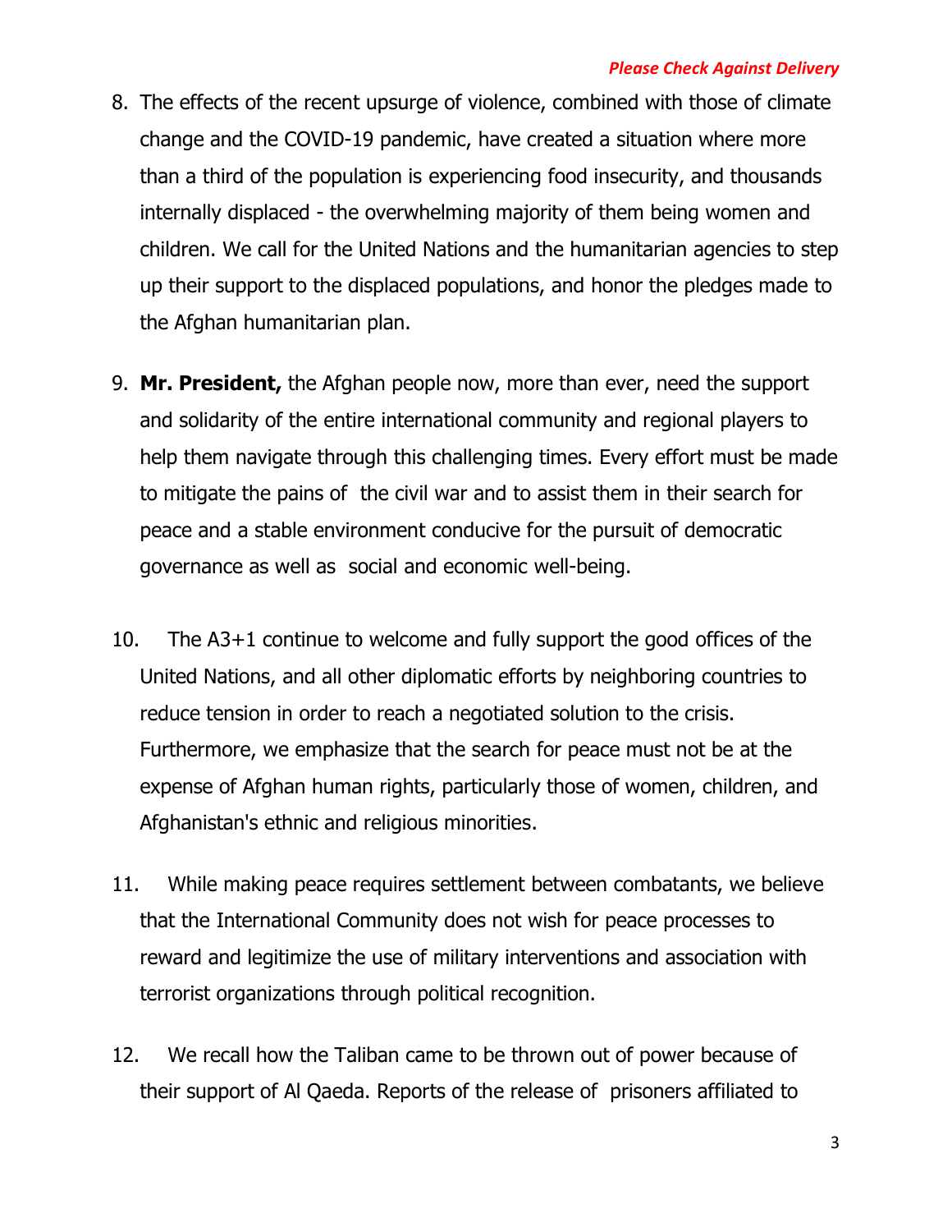8. The effects of the recent upsurge of violence, combined with those of climate change and the COVID-19 pandemic, have created a situation where more than a third of the population is experiencing food insecurity, and thousands internally displaced - the overwhelming majority of them being women and children. We call for the United Nations and the humanitarian agencies to step up their support to the displaced populations, and honor the pledges made to the Afghan humanitarian plan.

9. **Mr. President,** the Afghan people now, more than ever, need the support and solidarity of the entire international community and regional players to help them navigate through this challenging times. Every effort must be made to mitigate the pains of the civil war and to assist them in their search for peace and a stable environment conducive for the pursuit of democratic governance as well as social and economic well-being.

10. The A3+1 continue to welcome and fully support the good offices of the United Nations, and all other diplomatic efforts by neighboring countries to reduce tension in order to reach a negotiated solution to the crisis. Furthermore, we emphasize that the search for peace must not be at the expense of Afghan human rights, particularly those of women, children, and Afghanistan's ethnic and religious minorities.

11. While making peace requires settlement between combatants, we believe that the International Community does not wish for peace processes to reward and legitimize the use of military interventions and association with terrorist organizations through political recognition.

12. We recall how the Taliban came to be thrown out of power because of their support of Al Qaeda. Reports of the release of prisoners affiliated to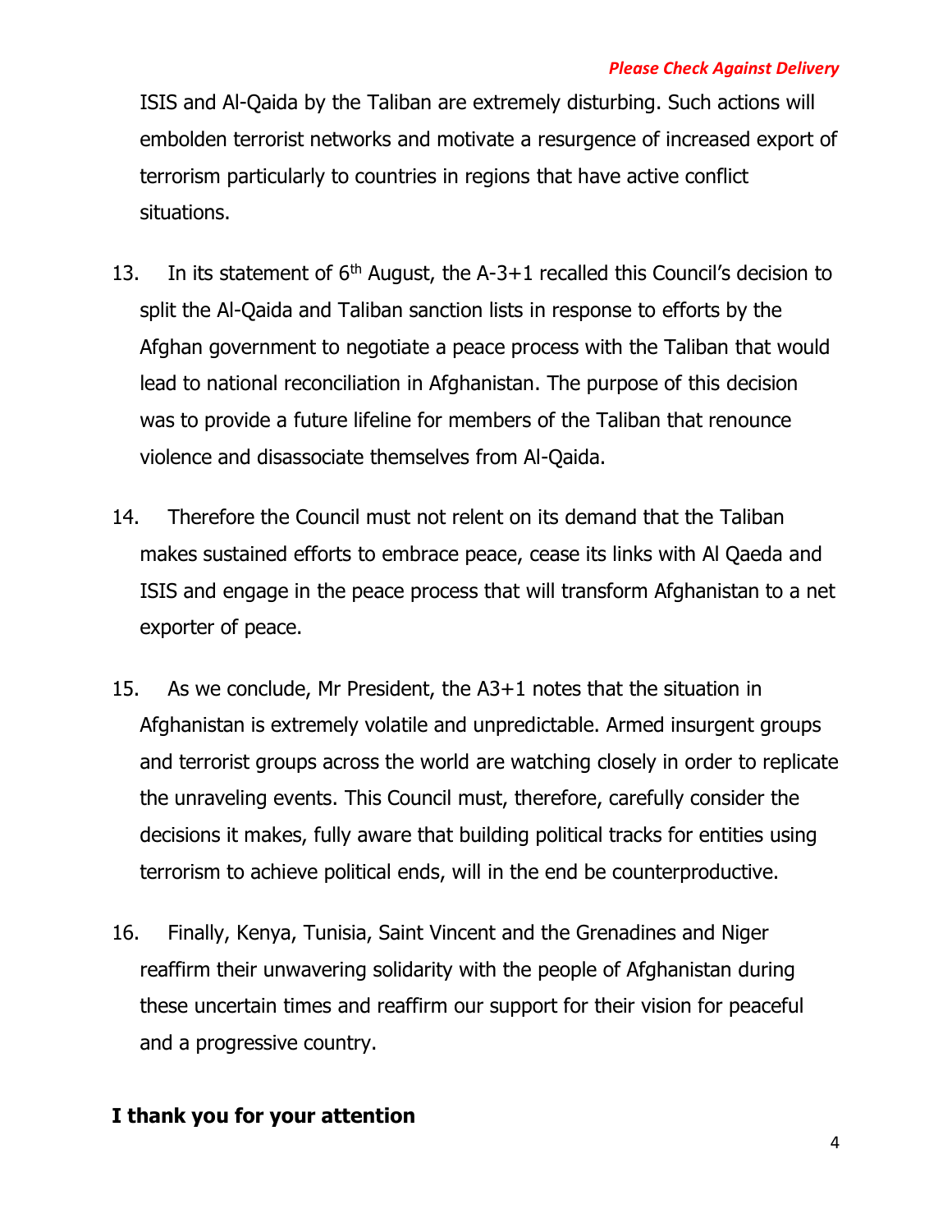ISIS and Al-Qaida by the Taliban are extremely disturbing. Such actions will embolden terrorist networks and motivate a resurgence of increased export of terrorism particularly to countries in regions that have active conflict situations.

13. In its statement of 6th August, the A-3+1 recalled this Council's decision to split the Al-Qaida and Taliban sanction lists in response to efforts by the Afghan government to negotiate a peace process with the Taliban that would lead to national reconciliation in Afghanistan. The purpose of this decision was to provide a future lifeline for members of the Taliban that renounce violence and disassociate themselves from Al-Qaida.

14. Therefore the Council must not relent on its demand that the Taliban makes sustained efforts to embrace peace, cease its links with Al Qaeda and ISIS and engage in the peace process that will transform Afghanistan to a net exporter of peace.

15. As we conclude, Mr President, the A3+1 notes that the situation in Afghanistan is extremely volatile and unpredictable. Armed insurgent groups and terrorist groups across the world are watching closely in order to replicate the unraveling events. This Council must, therefore, carefully consider the decisions it makes, fully aware that building political tracks for entities using terrorism to achieve political ends, will in the end be counterproductive.

16. Finally, Kenya, Tunisia, Saint Vincent and the Grenadines and Niger reaffirm their unwavering solidarity with the people of Afghanistan during these uncertain times and reaffirm our support for their vision for peaceful and a progressive country.

**I thank you for your attention**